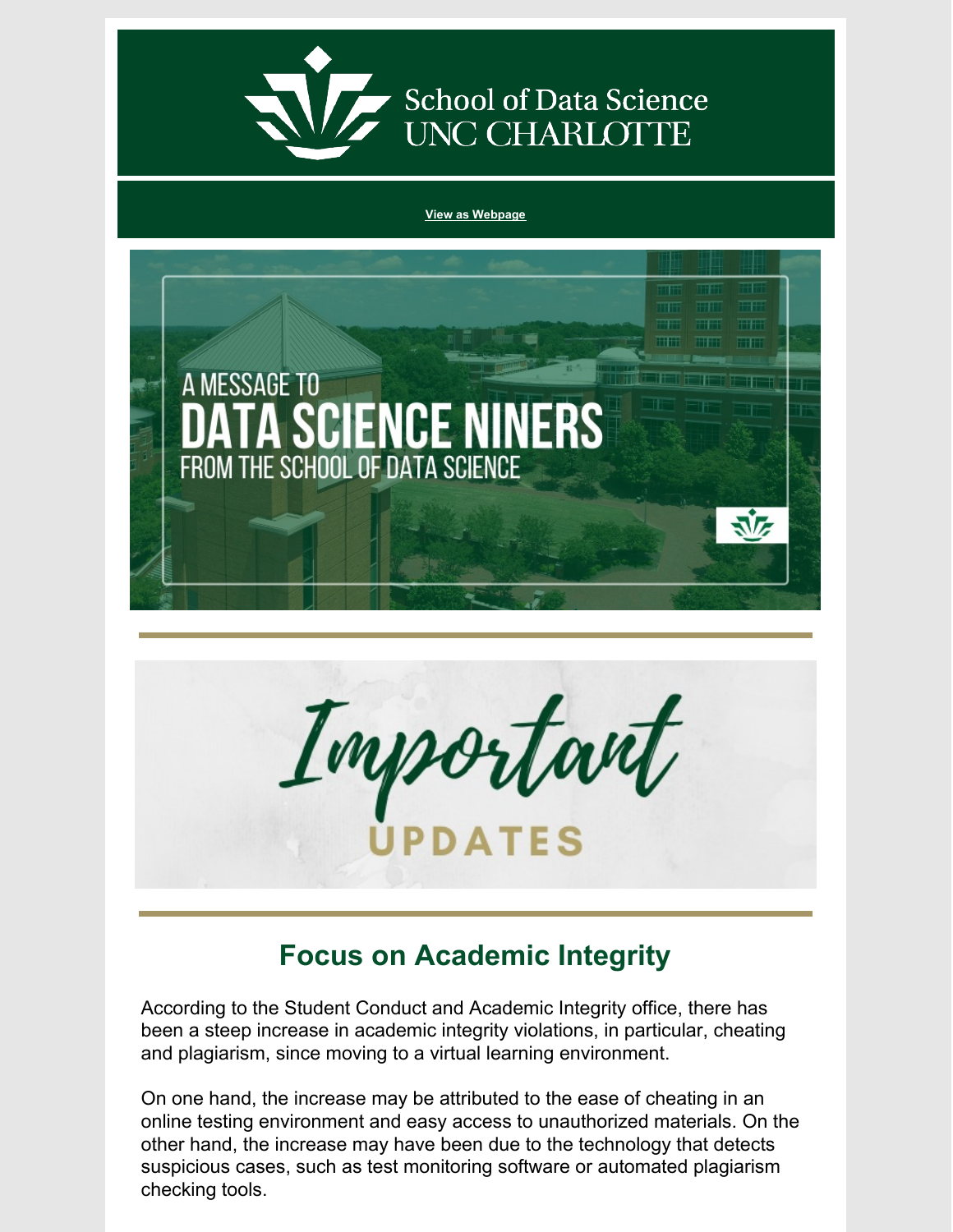School of Data Science
UNC CHARLOTTE

View as Webpage

A MESSAGE TO
DATA SCIENCE NINERS
FROM THE SCHOOL OF DATA SCIENCE

Important
UPDATES

## Focus on Academic Integrity

According to the Student Conduct and Academic Integrity office, there has been a steep increase in academic integrity violations, in particular, cheating and plagiarism, since moving to a virtual learning environment.

On one hand, the increase may be attributed to the ease of cheating in an online testing environment and easy access to unauthorized materials. On the other hand, the increase may have been due to the technology that detects suspicious cases, such as test monitoring software or automated plagiarism checking tools.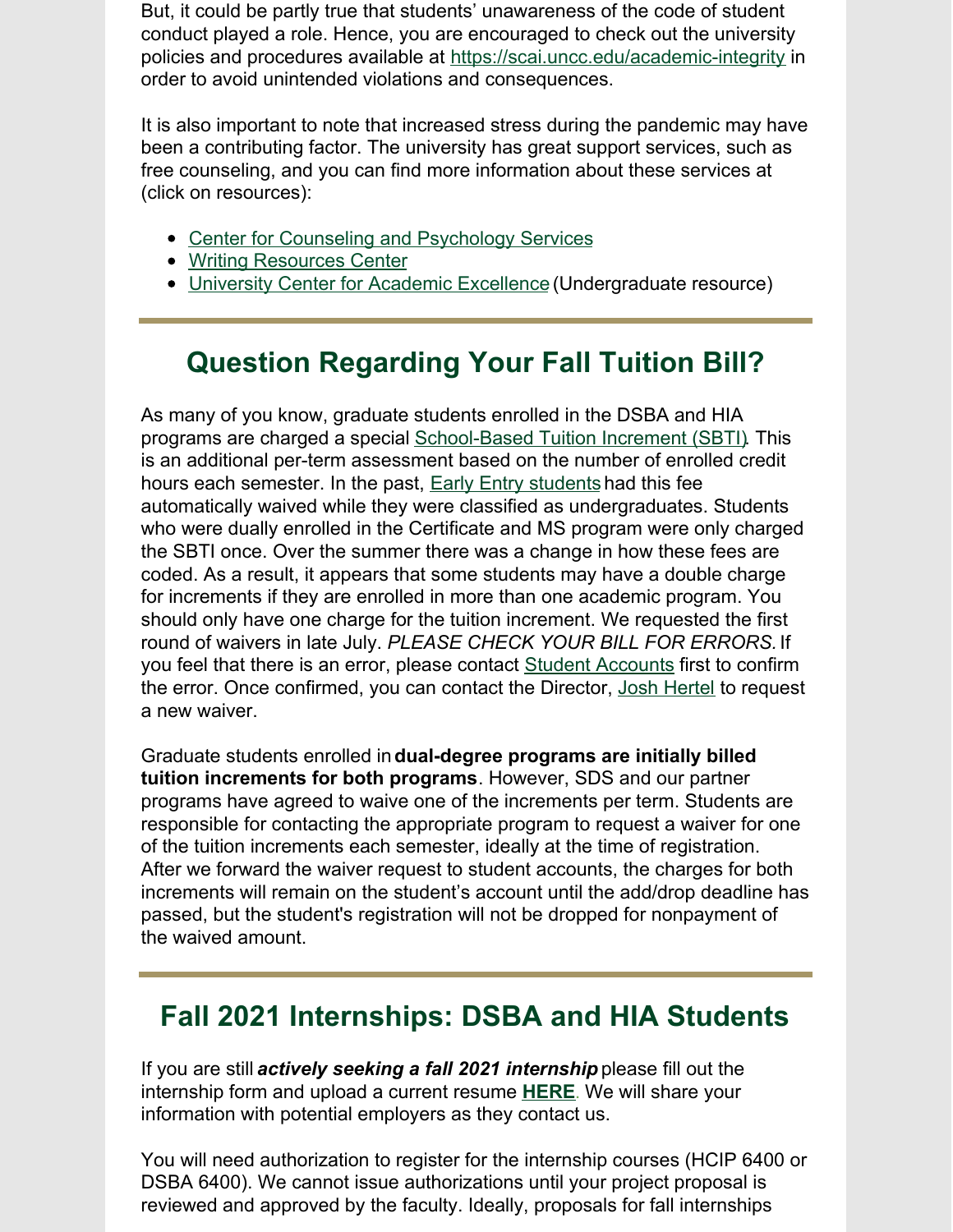But, it could be partly true that students' unawareness of the code of student conduct played a role. Hence, you are encouraged to check out the university policies and procedures available at https://scai.uncc.edu/academic-integrity in order to avoid unintended violations and consequences.

It is also important to note that increased stress during the pandemic may have been a contributing factor. The university has great support services, such as free counseling, and you can find more information about these services at (click on resources):

- Center for Counseling and Psychology Services
- Writing Resources Center
- University Center for Academic Excellence (Undergraduate resource)

---

## Question Regarding Your Fall Tuition Bill?

As many of you know, graduate students enrolled in the DSBA and HIA programs are charged a special School-Based Tuition Increment (SBTI). This is an additional per-term assessment based on the number of enrolled credit hours each semester. In the past, Early Entry students had this fee automatically waived while they were classified as undergraduates. Students who were dually enrolled in the Certificate and MS program were only charged the SBTI once. Over the summer there was a change in how these fees are coded. As a result, it appears that some students may have a double charge for increments if they are enrolled in more than one academic program. You should only have one charge for the tuition increment. We requested the first round of waivers in late July. *PLEASE CHECK YOUR BILL FOR ERRORS.* If you feel that there is an error, please contact Student Accounts first to confirm the error. Once confirmed, you can contact the Director, Josh Hertel to request a new waiver.

Graduate students enrolled in **dual-degree programs are initially billed tuition increments for both programs**. However, SDS and our partner programs have agreed to waive one of the increments per term. Students are responsible for contacting the appropriate program to request a waiver for one of the tuition increments each semester, ideally at the time of registration. After we forward the waiver request to student accounts, the charges for both increments will remain on the student's account until the add/drop deadline has passed, but the student's registration will not be dropped for nonpayment of the waived amount.

---

## Fall 2021 Internships: DSBA and HIA Students

If you are still ***actively seeking a fall 2021 internship*** please fill out the internship form and upload a current resume **HERE**. We will share your information with potential employers as they contact us.

You will need authorization to register for the internship courses (HCIP 6400 or DSBA 6400). We cannot issue authorizations until your project proposal is reviewed and approved by the faculty. Ideally, proposals for fall internships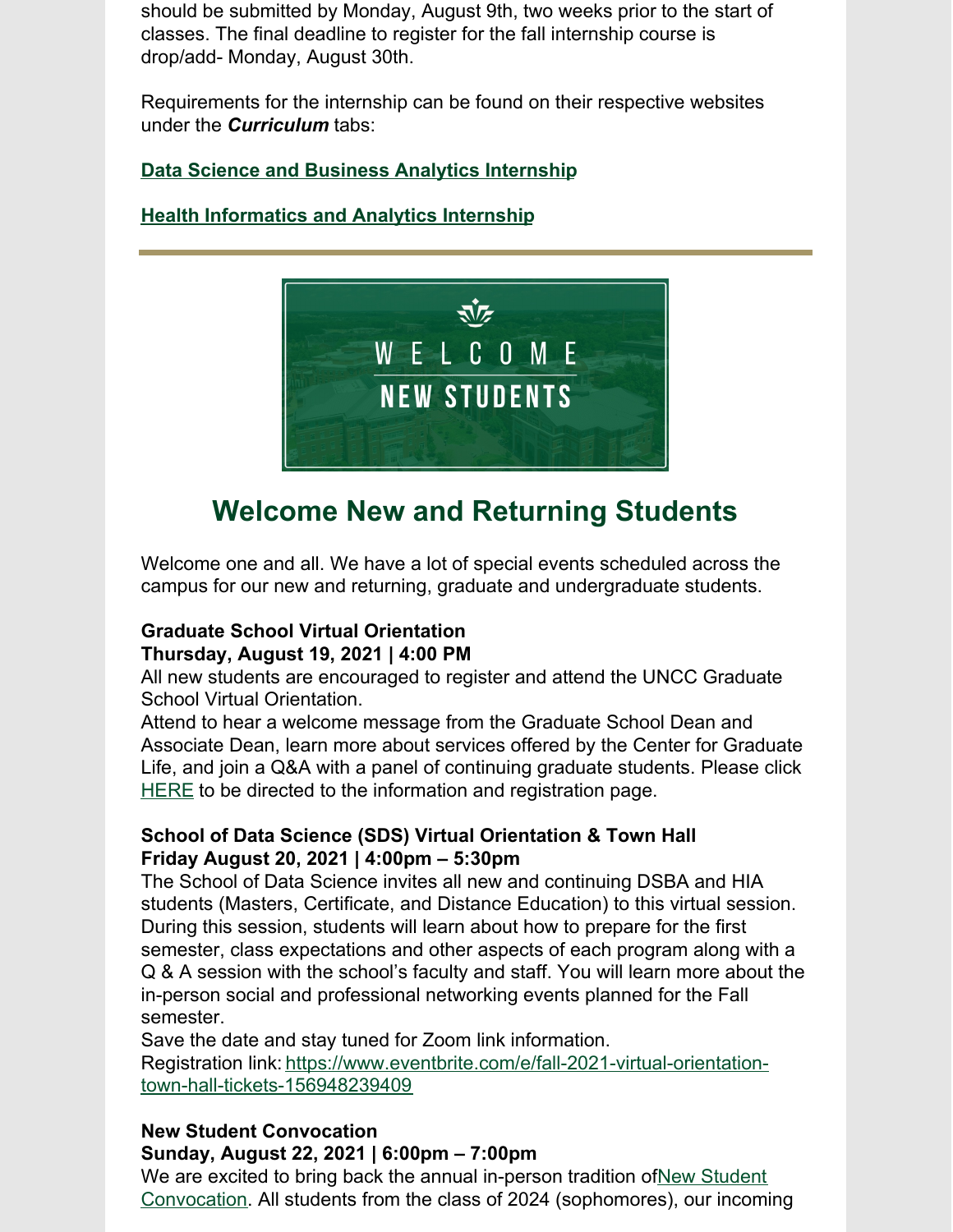should be submitted by Monday, August 9th, two weeks prior to the start of classes. The final deadline to register for the fall internship course is drop/add- Monday, August 30th.

Requirements for the internship can be found on their respective websites under the ***Curriculum*** tabs:

**Data Science and Business Analytics Internship**

**Health Informatics and Analytics Internship**

---

WELCOME NEW STUDENTS

## Welcome New and Returning Students

Welcome one and all. We have a lot of special events scheduled across the campus for our new and returning, graduate and undergraduate students.

**Graduate School Virtual Orientation**
**Thursday, August 19, 2021 | 4:00 PM**
All new students are encouraged to register and attend the UNCC Graduate School Virtual Orientation.
Attend to hear a welcome message from the Graduate School Dean and Associate Dean, learn more about services offered by the Center for Graduate Life, and join a Q&A with a panel of continuing graduate students. Please click HERE to be directed to the information and registration page.

**School of Data Science (SDS) Virtual Orientation & Town Hall**
**Friday August 20, 2021 | 4:00pm – 5:30pm**
The School of Data Science invites all new and continuing DSBA and HIA students (Masters, Certificate, and Distance Education) to this virtual session. During this session, students will learn about how to prepare for the first semester, class expectations and other aspects of each program along with a Q & A session with the school's faculty and staff. You will learn more about the in-person social and professional networking events planned for the Fall semester.
Save the date and stay tuned for Zoom link information.
Registration link: https://www.eventbrite.com/e/fall-2021-virtual-orientation-town-hall-tickets-156948239409

**New Student Convocation**
**Sunday, August 22, 2021 | 6:00pm – 7:00pm**
We are excited to bring back the annual in-person tradition ofNew Student Convocation. All students from the class of 2024 (sophomores), our incoming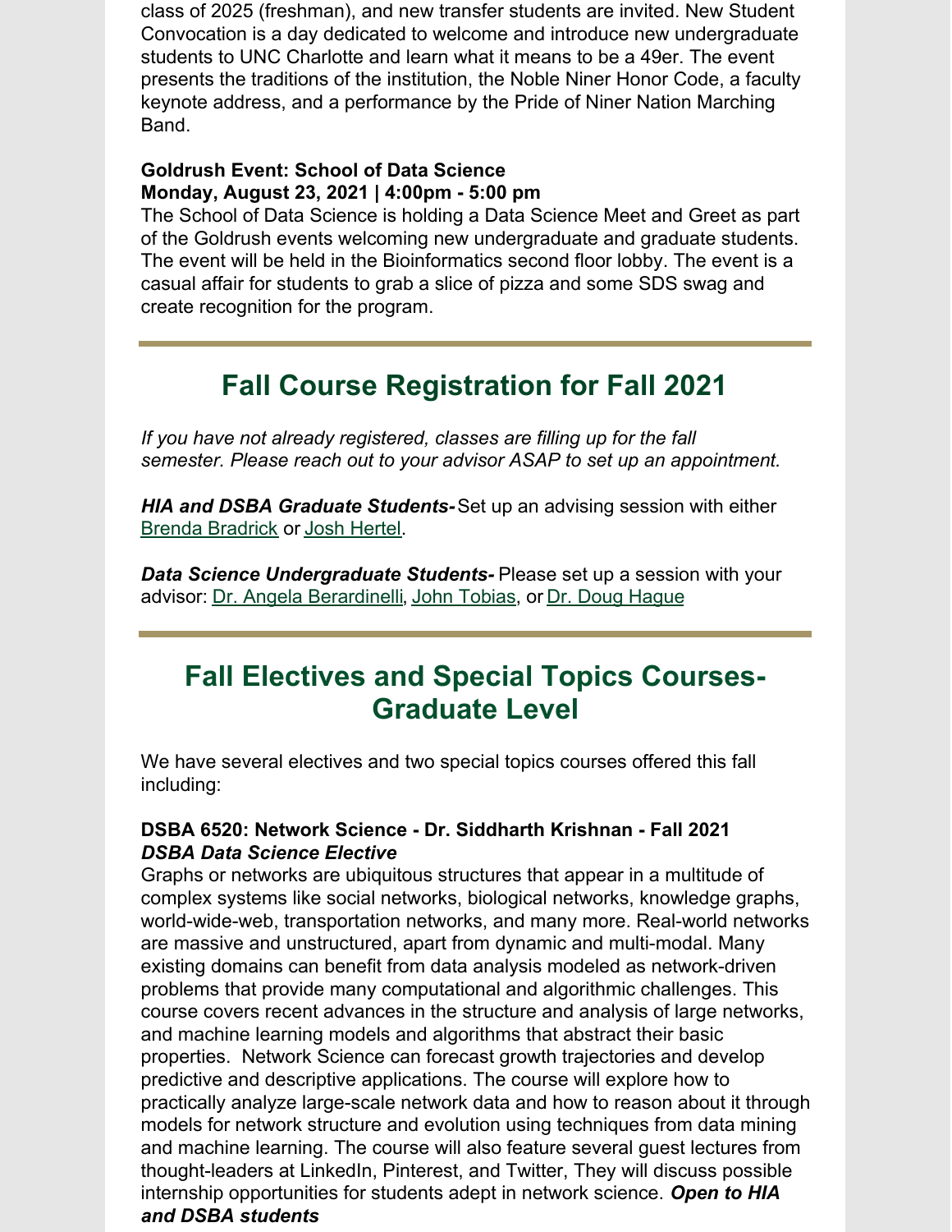class of 2025 (freshman), and new transfer students are invited. New Student Convocation is a day dedicated to welcome and introduce new undergraduate students to UNC Charlotte and learn what it means to be a 49er. The event presents the traditions of the institution, the Noble Niner Honor Code, a faculty keynote address, and a performance by the Pride of Niner Nation Marching Band.

**Goldrush Event: School of Data Science**
**Monday, August 23, 2021 | 4:00pm - 5:00 pm**
The School of Data Science is holding a Data Science Meet and Greet as part of the Goldrush events welcoming new undergraduate and graduate students. The event will be held in the Bioinformatics second floor lobby. The event is a casual affair for students to grab a slice of pizza and some SDS swag and create recognition for the program.

---

## Fall Course Registration for Fall 2021

*If you have not already registered, classes are filling up for the fall semester. Please reach out to your advisor ASAP to set up an appointment.*

***HIA and DSBA Graduate Students-*** Set up an advising session with either Brenda Bradrick or Josh Hertel.

***Data Science Undergraduate Students-*** Please set up a session with your advisor: Dr. Angela Berardinelli, John Tobias, or Dr. Doug Hague

---

## Fall Electives and Special Topics Courses- Graduate Level

We have several electives and two special topics courses offered this fall including:

**DSBA 6520: Network Science - Dr. Siddharth Krishnan - Fall 2021**
***DSBA Data Science Elective***
Graphs or networks are ubiquitous structures that appear in a multitude of complex systems like social networks, biological networks, knowledge graphs, world-wide-web, transportation networks, and many more. Real-world networks are massive and unstructured, apart from dynamic and multi-modal. Many existing domains can benefit from data analysis modeled as network-driven problems that provide many computational and algorithmic challenges. This course covers recent advances in the structure and analysis of large networks, and machine learning models and algorithms that abstract their basic properties. Network Science can forecast growth trajectories and develop predictive and descriptive applications. The course will explore how to practically analyze large-scale network data and how to reason about it through models for network structure and evolution using techniques from data mining and machine learning. The course will also feature several guest lectures from thought-leaders at LinkedIn, Pinterest, and Twitter, They will discuss possible internship opportunities for students adept in network science. ***Open to HIA and DSBA students***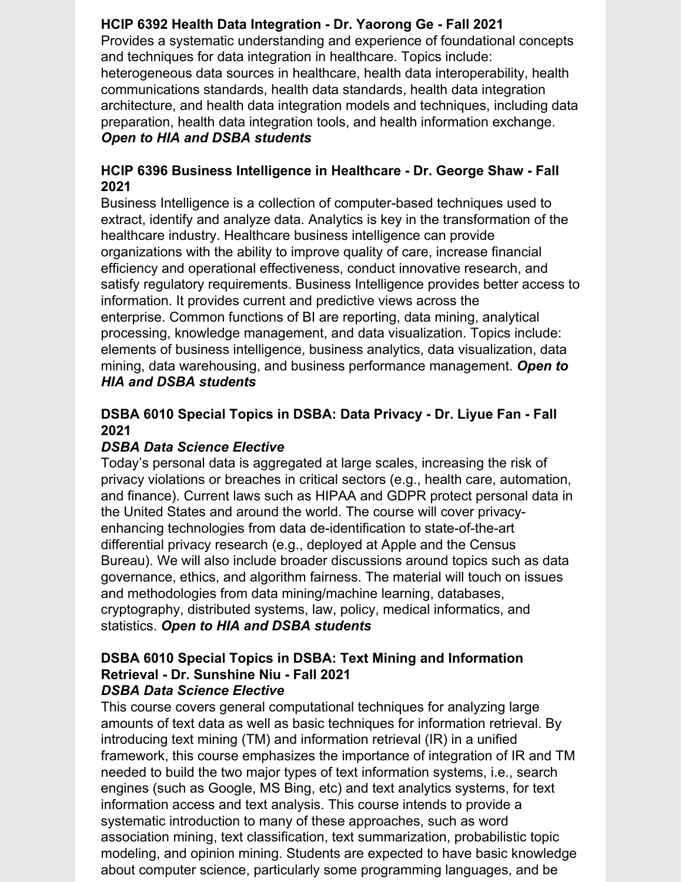**HCIP 6392 Health Data Integration - Dr. Yaorong Ge - Fall 2021**
Provides a systematic understanding and experience of foundational concepts and techniques for data integration in healthcare. Topics include: heterogeneous data sources in healthcare, health data interoperability, health communications standards, health data standards, health data integration architecture, and health data integration models and techniques, including data preparation, health data integration tools, and health information exchange.
***Open to HIA and DSBA students***

**HCIP 6396 Business Intelligence in Healthcare - Dr. George Shaw - Fall 2021**
Business Intelligence is a collection of computer-based techniques used to extract, identify and analyze data. Analytics is key in the transformation of the healthcare industry. Healthcare business intelligence can provide organizations with the ability to improve quality of care, increase financial efficiency and operational effectiveness, conduct innovative research, and satisfy regulatory requirements. Business Intelligence provides better access to information. It provides current and predictive views across the enterprise. Common functions of BI are reporting, data mining, analytical processing, knowledge management, and data visualization. Topics include: elements of business intelligence, business analytics, data visualization, data mining, data warehousing, and business performance management. ***Open to HIA and DSBA students***

**DSBA 6010 Special Topics in DSBA: Data Privacy - Dr. Liyue Fan - Fall 2021**
***DSBA Data Science Elective***
Today's personal data is aggregated at large scales, increasing the risk of privacy violations or breaches in critical sectors (e.g., health care, automation, and finance). Current laws such as HIPAA and GDPR protect personal data in the United States and around the world. The course will cover privacy-enhancing technologies from data de-identification to state-of-the-art differential privacy research (e.g., deployed at Apple and the Census Bureau). We will also include broader discussions around topics such as data governance, ethics, and algorithm fairness. The material will touch on issues and methodologies from data mining/machine learning, databases, cryptography, distributed systems, law, policy, medical informatics, and statistics. ***Open to HIA and DSBA students***

**DSBA 6010 Special Topics in DSBA: Text Mining and Information Retrieval - Dr. Sunshine Niu - Fall 2021**
***DSBA Data Science Elective***
This course covers general computational techniques for analyzing large amounts of text data as well as basic techniques for information retrieval. By introducing text mining (TM) and information retrieval (IR) in a unified framework, this course emphasizes the importance of integration of IR and TM needed to build the two major types of text information systems, i.e., search engines (such as Google, MS Bing, etc) and text analytics systems, for text information access and text analysis. This course intends to provide a systematic introduction to many of these approaches, such as word association mining, text classification, text summarization, probabilistic topic modeling, and opinion mining. Students are expected to have basic knowledge about computer science, particularly some programming languages, and be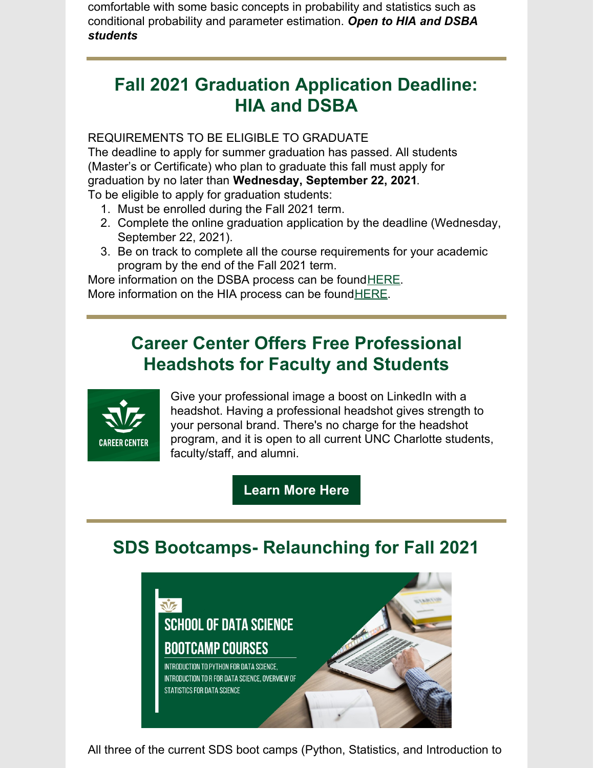comfortable with some basic concepts in probability and statistics such as conditional probability and parameter estimation. ***Open to HIA and DSBA students***

## Fall 2021 Graduation Application Deadline: HIA and DSBA

REQUIREMENTS TO BE ELIGIBLE TO GRADUATE
The deadline to apply for summer graduation has passed. All students (Master's or Certificate) who plan to graduate this fall must apply for graduation by no later than **Wednesday, September 22, 2021**.
To be eligible to apply for graduation students:

1. Must be enrolled during the Fall 2021 term.
2. Complete the online graduation application by the deadline (Wednesday, September 22, 2021).
3. Be on track to complete all the course requirements for your academic program by the end of the Fall 2021 term.

More information on the DSBA process can be found HERE.
More information on the HIA process can be found HERE.

## Career Center Offers Free Professional Headshots for Faculty and Students

CAREER CENTER

Give your professional image a boost on LinkedIn with a headshot. Having a professional headshot gives strength to your personal brand. There's no charge for the headshot program, and it is open to all current UNC Charlotte students, faculty/staff, and alumni.

**Learn More Here**

## SDS Bootcamps- Relaunching for Fall 2021

SCHOOL OF DATA SCIENCE
BOOTCAMP COURSES
INTRODUCTION TO PYTHON FOR DATA SCIENCE, INTRODUCTION TO R FOR DATA SCIENCE, OVERVIEW OF STATISTICS FOR DATA SCIENCE

All three of the current SDS boot camps (Python, Statistics, and Introduction to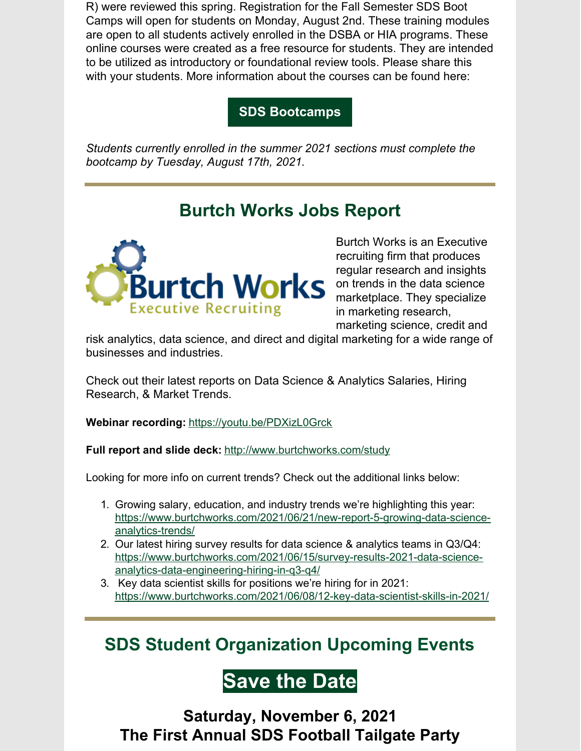R) were reviewed this spring. Registration for the Fall Semester SDS Boot Camps will open for students on Monday, August 2nd. These training modules are open to all students actively enrolled in the DSBA or HIA programs. These online courses were created as a free resource for students. They are intended to be utilized as introductory or foundational review tools. Please share this with your students. More information about the courses can be found here:

**SDS Bootcamps**

*Students currently enrolled in the summer 2021 sections must complete the bootcamp by Tuesday, August 17th, 2021.*

## Burtch Works Jobs Report

Burtch Works is an Executive recruiting firm that produces regular research and insights on trends in the data science marketplace. They specialize in marketing research, marketing science, credit and risk analytics, data science, and direct and digital marketing for a wide range of businesses and industries.

Check out their latest reports on Data Science & Analytics Salaries, Hiring Research, & Market Trends.

**Webinar recording:** https://youtu.be/PDXizL0Grck

**Full report and slide deck:** http://www.burtchworks.com/study

Looking for more info on current trends? Check out the additional links below:

1. Growing salary, education, and industry trends we're highlighting this year: https://www.burtchworks.com/2021/06/21/new-report-5-growing-data-science-analytics-trends/
2. Our latest hiring survey results for data science & analytics teams in Q3/Q4: https://www.burtchworks.com/2021/06/15/survey-results-2021-data-science-analytics-data-engineering-hiring-in-q3-q4/
3. Key data scientist skills for positions we're hiring for in 2021: https://www.burtchworks.com/2021/06/08/12-key-data-scientist-skills-in-2021/

## SDS Student Organization Upcoming Events

## Save the Date

### Saturday, November 6, 2021
### The First Annual SDS Football Tailgate Party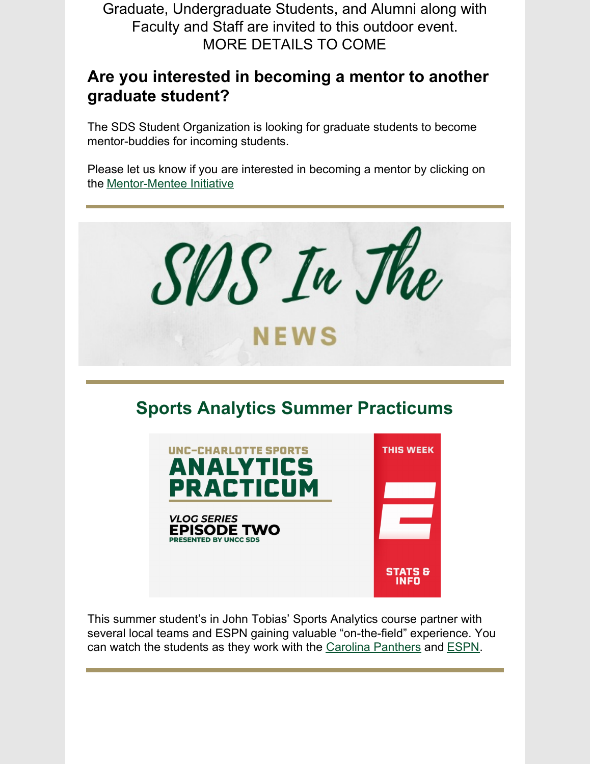Graduate, Undergraduate Students, and Alumni along with Faculty and Staff are invited to this outdoor event.
MORE DETAILS TO COME

### Are you interested in becoming a mentor to another graduate student?

The SDS Student Organization is looking for graduate students to become mentor-buddies for incoming students.

Please let us know if you are interested in becoming a mentor by clicking on the Mentor-Mentee Initiative

---

SDS In The NEWS

---

## Sports Analytics Summer Practicums

UNC-CHARLOTTE SPORTS ANALYTICS PRACTICUM

VLOG SERIES EPISODE TWO PRESENTED BY UNCC SDS

THIS WEEK STATS & INFO

This summer student's in John Tobias' Sports Analytics course partner with several local teams and ESPN gaining valuable "on-the-field" experience. You can watch the students as they work with the Carolina Panthers and ESPN.

---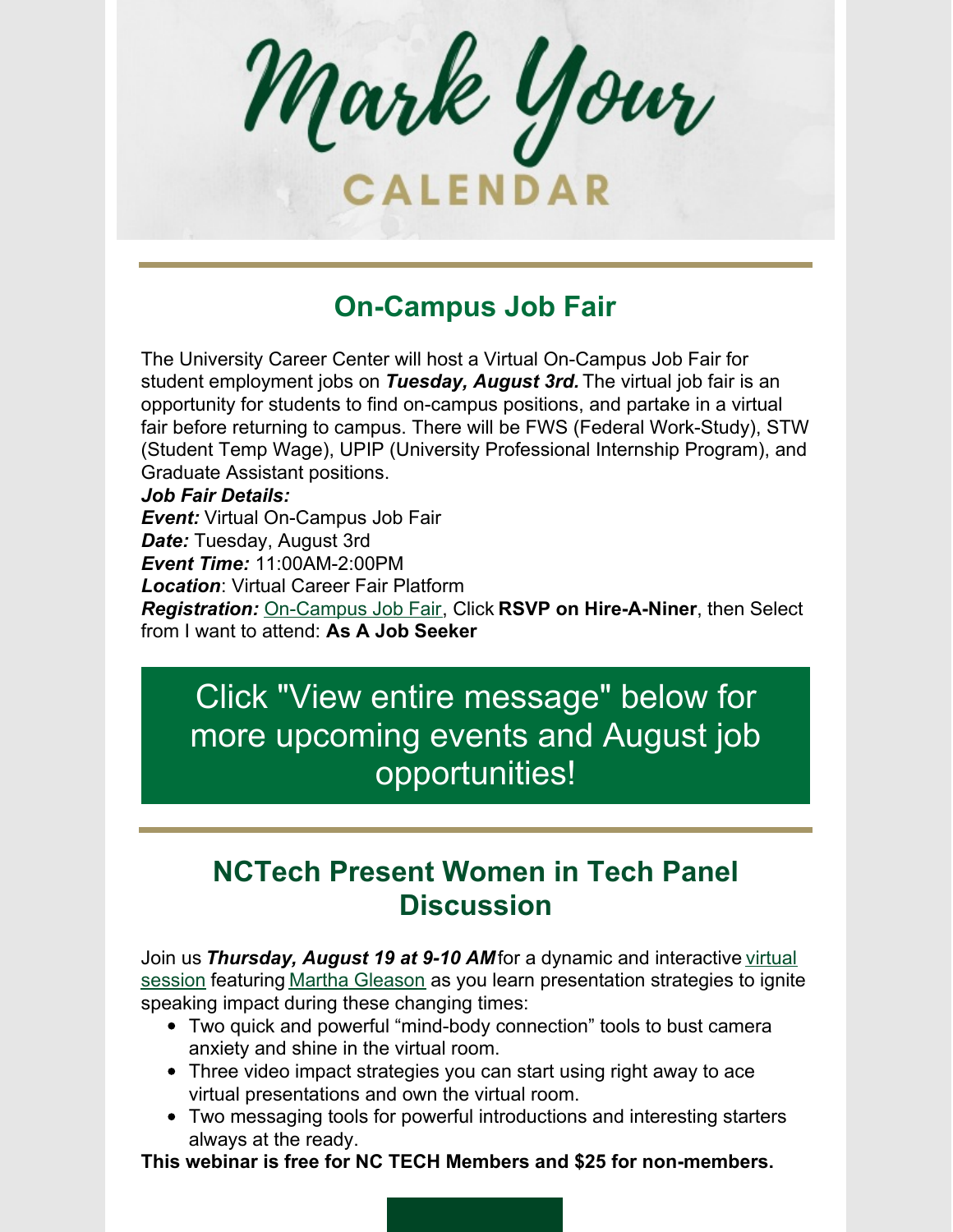# Mark Your CALENDAR

## On-Campus Job Fair

The University Career Center will host a Virtual On-Campus Job Fair for student employment jobs on ***Tuesday, August 3rd.*** The virtual job fair is an opportunity for students to find on-campus positions, and partake in a virtual fair before returning to campus. There will be FWS (Federal Work-Study), STW (Student Temp Wage), UPIP (University Professional Internship Program), and Graduate Assistant positions.

***Job Fair Details:***
***Event:*** Virtual On-Campus Job Fair
***Date:*** Tuesday, August 3rd
***Event Time:*** 11:00AM-2:00PM
***Location***: Virtual Career Fair Platform
***Registration:*** On-Campus Job Fair, Click **RSVP on Hire-A-Niner**, then Select from I want to attend: **As A Job Seeker**

Click "View entire message" below for more upcoming events and August job opportunities!

## NCTech Present Women in Tech Panel Discussion

Join us ***Thursday, August 19 at 9-10 AM*** for a dynamic and interactive virtual session featuring Martha Gleason as you learn presentation strategies to ignite speaking impact during these changing times:

- Two quick and powerful "mind-body connection" tools to bust camera anxiety and shine in the virtual room.
- Three video impact strategies you can start using right away to ace virtual presentations and own the virtual room.
- Two messaging tools for powerful introductions and interesting starters always at the ready.

**This webinar is free for NC TECH Members and $25 for non-members.**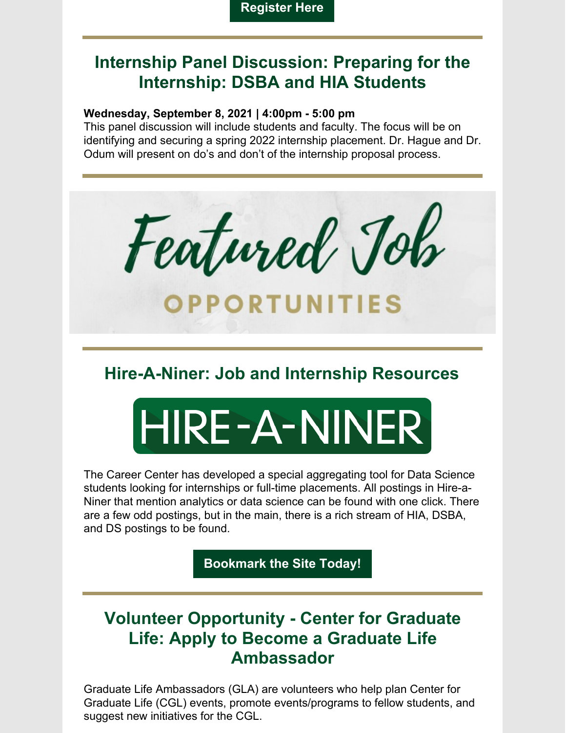**Register Here**

## Internship Panel Discussion: Preparing for the Internship: DSBA and HIA Students

**Wednesday, September 8, 2021 | 4:00pm - 5:00 pm**
This panel discussion will include students and faculty. The focus will be on identifying and securing a spring 2022 internship placement. Dr. Hague and Dr. Odum will present on do's and don't of the internship proposal process.

# Featured Job OPPORTUNITIES

## Hire-A-Niner: Job and Internship Resources

HIRE-A-NINER

The Career Center has developed a special aggregating tool for Data Science students looking for internships or full-time placements. All postings in Hire-a-Niner that mention analytics or data science can be found with one click. There are a few odd postings, but in the main, there is a rich stream of HIA, DSBA, and DS postings to be found.

**Bookmark the Site Today!**

## Volunteer Opportunity - Center for Graduate Life: Apply to Become a Graduate Life Ambassador

Graduate Life Ambassadors (GLA) are volunteers who help plan Center for Graduate Life (CGL) events, promote events/programs to fellow students, and suggest new initiatives for the CGL.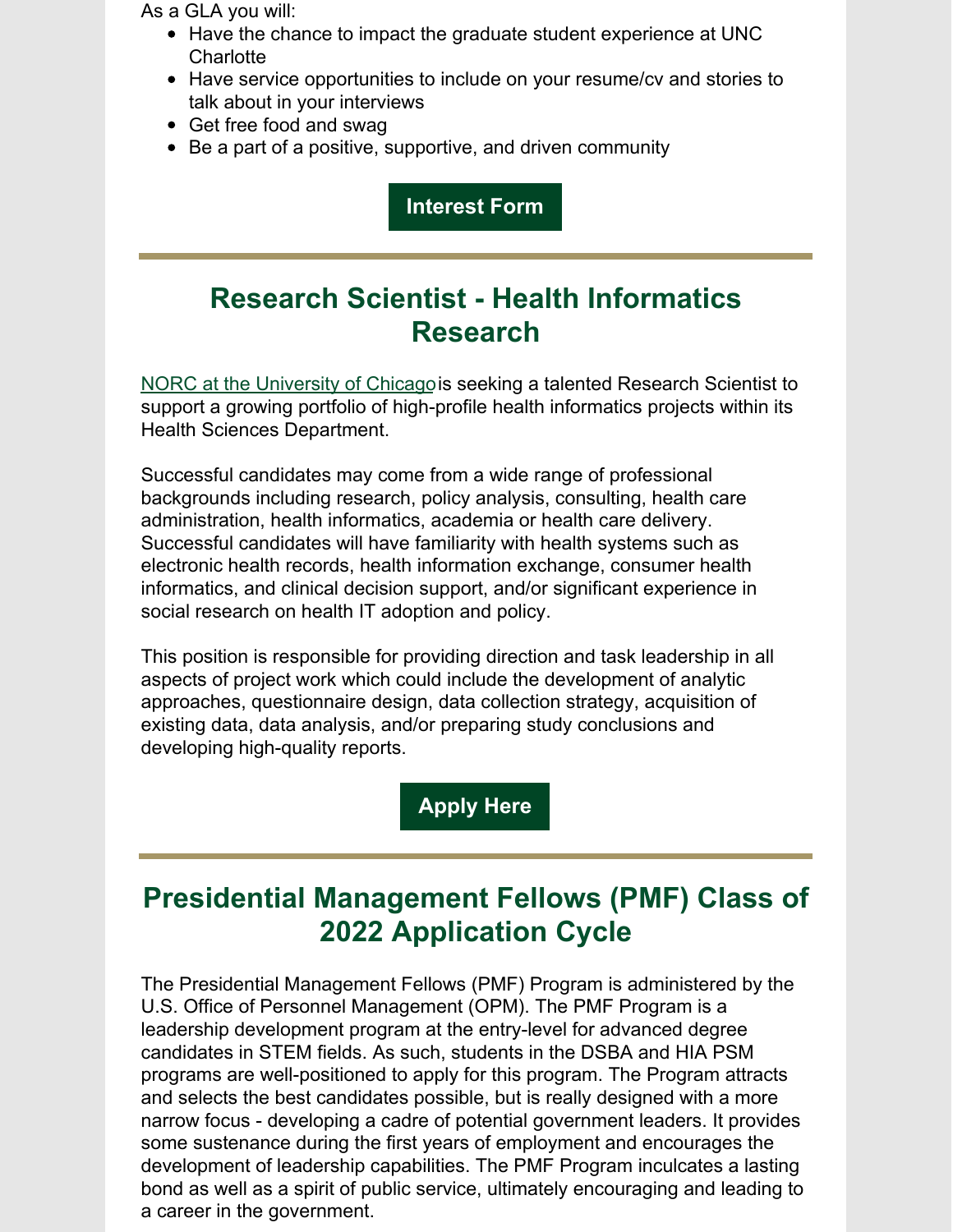As a GLA you will:

- Have the chance to impact the graduate student experience at UNC Charlotte
- Have service opportunities to include on your resume/cv and stories to talk about in your interviews
- Get free food and swag
- Be a part of a positive, supportive, and driven community

**Interest Form**

---

## Research Scientist - Health Informatics Research

NORC at the University of Chicago is seeking a talented Research Scientist to support a growing portfolio of high-profile health informatics projects within its Health Sciences Department.

Successful candidates may come from a wide range of professional backgrounds including research, policy analysis, consulting, health care administration, health informatics, academia or health care delivery. Successful candidates will have familiarity with health systems such as electronic health records, health information exchange, consumer health informatics, and clinical decision support, and/or significant experience in social research on health IT adoption and policy.

This position is responsible for providing direction and task leadership in all aspects of project work which could include the development of analytic approaches, questionnaire design, data collection strategy, acquisition of existing data, data analysis, and/or preparing study conclusions and developing high-quality reports.

**Apply Here**

---

## Presidential Management Fellows (PMF) Class of 2022 Application Cycle

The Presidential Management Fellows (PMF) Program is administered by the U.S. Office of Personnel Management (OPM). The PMF Program is a leadership development program at the entry-level for advanced degree candidates in STEM fields. As such, students in the DSBA and HIA PSM programs are well-positioned to apply for this program. The Program attracts and selects the best candidates possible, but is really designed with a more narrow focus - developing a cadre of potential government leaders. It provides some sustenance during the first years of employment and encourages the development of leadership capabilities. The PMF Program inculcates a lasting bond as well as a spirit of public service, ultimately encouraging and leading to a career in the government.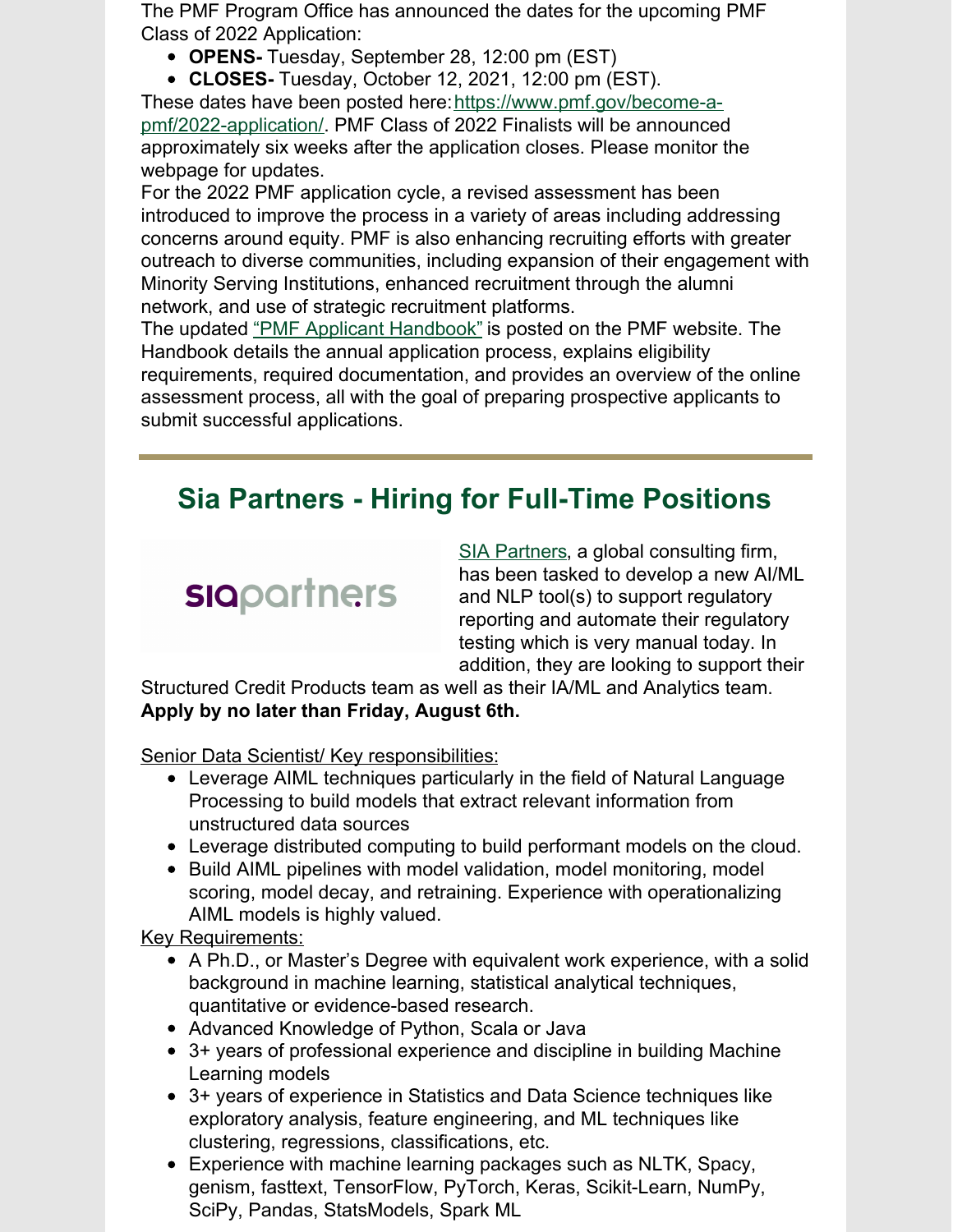The PMF Program Office has announced the dates for the upcoming PMF Class of 2022 Application:

- **OPENS-** Tuesday, September 28, 12:00 pm (EST)
- **CLOSES-** Tuesday, October 12, 2021, 12:00 pm (EST).

These dates have been posted here: https://www.pmf.gov/become-a-pmf/2022-application/. PMF Class of 2022 Finalists will be announced approximately six weeks after the application closes. Please monitor the webpage for updates.

For the 2022 PMF application cycle, a revised assessment has been introduced to improve the process in a variety of areas including addressing concerns around equity. PMF is also enhancing recruiting efforts with greater outreach to diverse communities, including expansion of their engagement with Minority Serving Institutions, enhanced recruitment through the alumni network, and use of strategic recruitment platforms.

The updated "PMF Applicant Handbook" is posted on the PMF website. The Handbook details the annual application process, explains eligibility requirements, required documentation, and provides an overview of the online assessment process, all with the goal of preparing prospective applicants to submit successful applications.

---

## Sia Partners - Hiring for Full-Time Positions

siapartners

SIA Partners, a global consulting firm, has been tasked to develop a new AI/ML and NLP tool(s) to support regulatory reporting and automate their regulatory testing which is very manual today. In addition, they are looking to support their Structured Credit Products team as well as their IA/ML and Analytics team. **Apply by no later than Friday, August 6th.**

Senior Data Scientist/ Key responsibilities:

- Leverage AIML techniques particularly in the field of Natural Language Processing to build models that extract relevant information from unstructured data sources
- Leverage distributed computing to build performant models on the cloud.
- Build AIML pipelines with model validation, model monitoring, model scoring, model decay, and retraining. Experience with operationalizing AIML models is highly valued.

Key Requirements:

- A Ph.D., or Master's Degree with equivalent work experience, with a solid background in machine learning, statistical analytical techniques, quantitative or evidence-based research.
- Advanced Knowledge of Python, Scala or Java
- 3+ years of professional experience and discipline in building Machine Learning models
- 3+ years of experience in Statistics and Data Science techniques like exploratory analysis, feature engineering, and ML techniques like clustering, regressions, classifications, etc.
- Experience with machine learning packages such as NLTK, Spacy, genism, fasttext, TensorFlow, PyTorch, Keras, Scikit-Learn, NumPy, SciPy, Pandas, StatsModels, Spark ML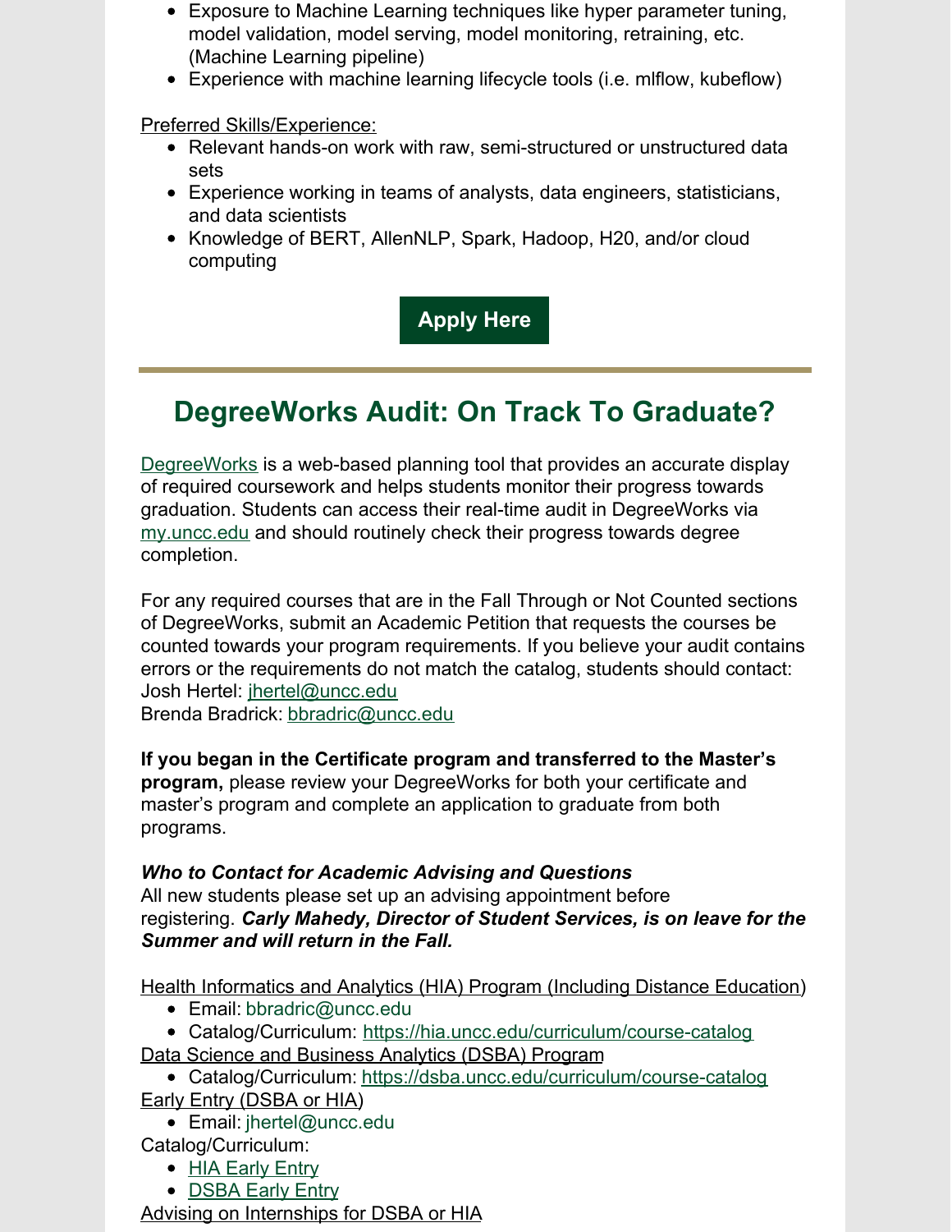- Exposure to Machine Learning techniques like hyper parameter tuning, model validation, model serving, model monitoring, retraining, etc. (Machine Learning pipeline)
- Experience with machine learning lifecycle tools (i.e. mlflow, kubeflow)

Preferred Skills/Experience:

- Relevant hands-on work with raw, semi-structured or unstructured data sets
- Experience working in teams of analysts, data engineers, statisticians, and data scientists
- Knowledge of BERT, AllenNLP, Spark, Hadoop, H20, and/or cloud computing

**Apply Here**

---

## DegreeWorks Audit: On Track To Graduate?

DegreeWorks is a web-based planning tool that provides an accurate display of required coursework and helps students monitor their progress towards graduation. Students can access their real-time audit in DegreeWorks via my.uncc.edu and should routinely check their progress towards degree completion.

For any required courses that are in the Fall Through or Not Counted sections of DegreeWorks, submit an Academic Petition that requests the courses be counted towards your program requirements. If you believe your audit contains errors or the requirements do not match the catalog, students should contact:
Josh Hertel: jhertel@uncc.edu
Brenda Bradrick: bbradric@uncc.edu

**If you began in the Certificate program and transferred to the Master's program,** please review your DegreeWorks for both your certificate and master's program and complete an application to graduate from both programs.

***Who to Contact for Academic Advising and Questions***
All new students please set up an advising appointment before registering. ***Carly Mahedy, Director of Student Services, is on leave for the Summer and will return in the Fall.***

Health Informatics and Analytics (HIA) Program (Including Distance Education)

- Email: bbradric@uncc.edu
- Catalog/Curriculum: https://hia.uncc.edu/curriculum/course-catalog

Data Science and Business Analytics (DSBA) Program

- Catalog/Curriculum: https://dsba.uncc.edu/curriculum/course-catalog

Early Entry (DSBA or HIA)

- Email: jhertel@uncc.edu

Catalog/Curriculum:

- HIA Early Entry
- DSBA Early Entry

Advising on Internships for DSBA or HIA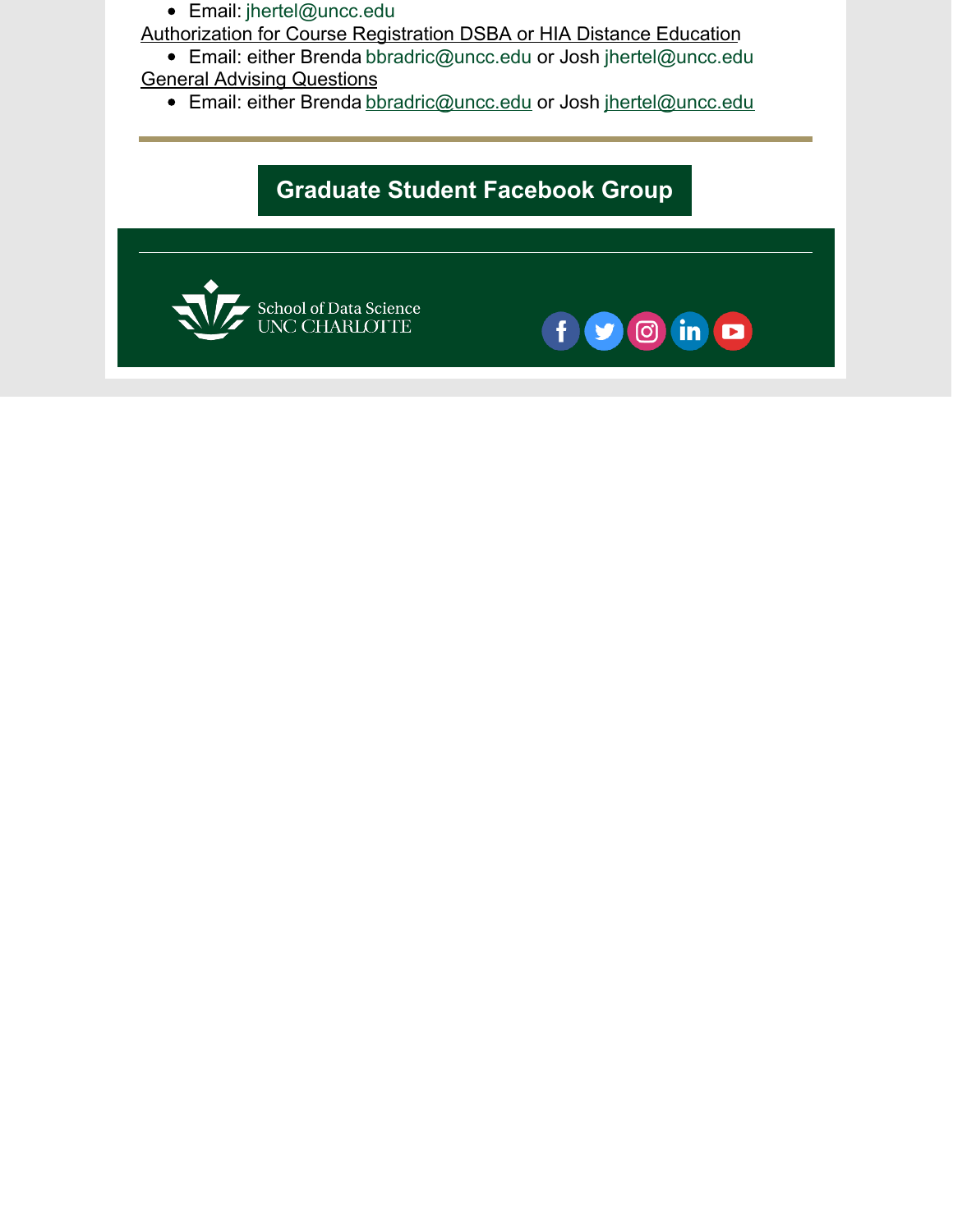- Email: jhertel@uncc.edu

Authorization for Course Registration DSBA or HIA Distance Education

- Email: either Brenda bbradric@uncc.edu or Josh jhertel@uncc.edu

General Advising Questions

- Email: either Brenda bbradric@uncc.edu or Josh jhertel@uncc.edu

---

**Graduate Student Facebook Group**

School of Data Science
UNC CHARLOTTE